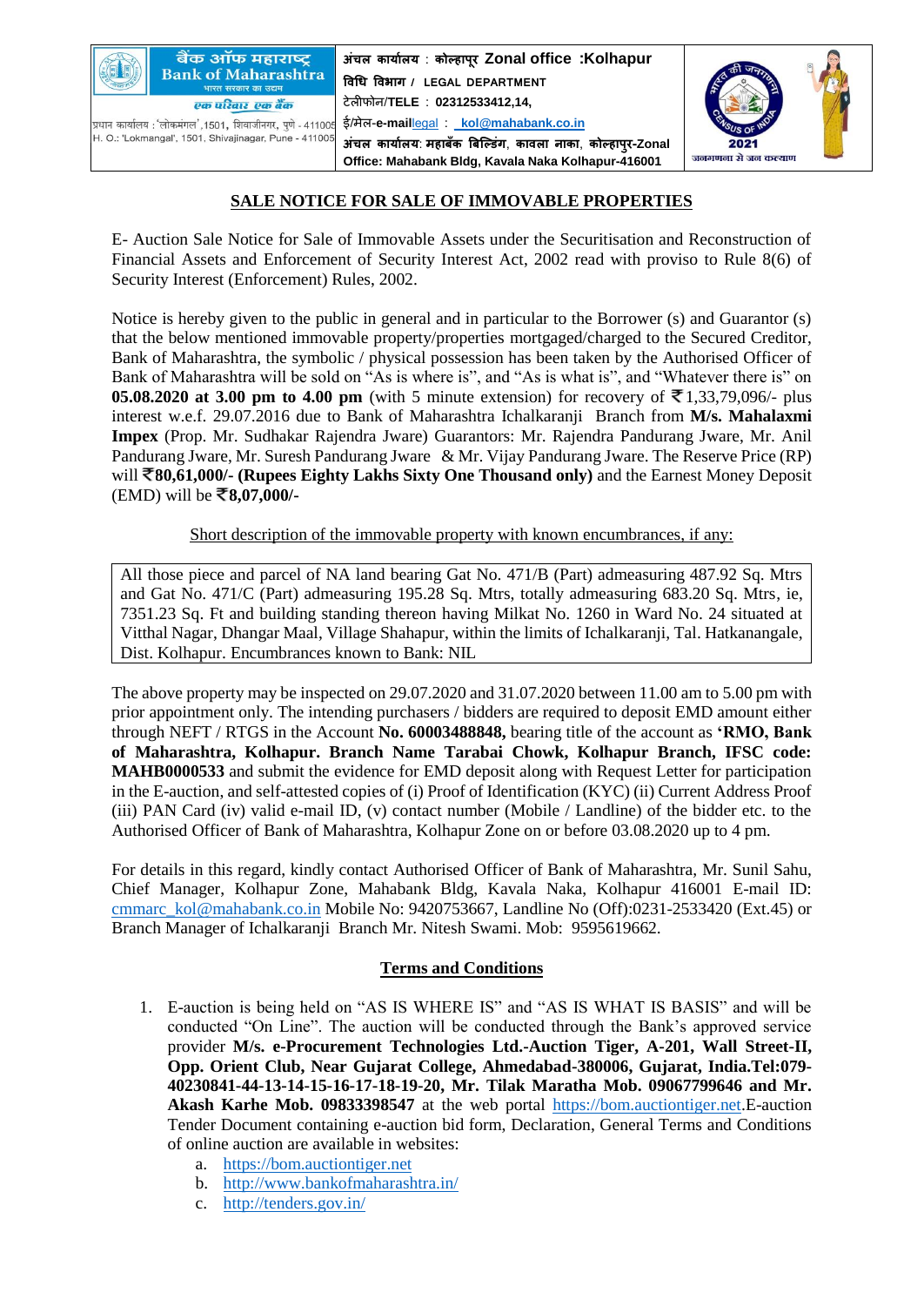| बैंक ऑफ महाराष्ट्र Bank of Maharashtra भारत सरकार का उद्यम एक परिवार एक बैंक प्रधान कार्यालय : 'लोकमंगल', 1501, शिवाजीनगर, पुणे - 411005 H. O.: 'Lokmangal', 1501, Shivajinagar, Pune - 411005 | अंचल कार्यालय : कोल्हापूर Zonal office :Kolhapur विधि विभाग / LEGAL DEPARTMENT टेलीफोन/TELE : 02312533412,14, ई/मेल-e-maillegal : kol@mahabank.co.in अंचल कार्यालय: महाबँक बिल्डिंग, कावला नाका, कोल्हापुर-Zonal Office: Mahabank Bldg, Kavala Naka Kolhapur-416001 | भारत की जनगणना CENSUS OF INDIA 2021 जनगणना से जन कल्याण |
|---|---|---|

## SALE NOTICE FOR SALE OF IMMOVABLE PROPERTIES

E- Auction Sale Notice for Sale of Immovable Assets under the Securitisation and Reconstruction of Financial Assets and Enforcement of Security Interest Act, 2002 read with proviso to Rule 8(6) of Security Interest (Enforcement) Rules, 2002.

Notice is hereby given to the public in general and in particular to the Borrower (s) and Guarantor (s) that the below mentioned immovable property/properties mortgaged/charged to the Secured Creditor, Bank of Maharashtra, the symbolic / physical possession has been taken by the Authorised Officer of Bank of Maharashtra will be sold on "As is where is", and "As is what is", and "Whatever there is" on **05.08.2020 at 3.00 pm to 4.00 pm** (with 5 minute extension) for recovery of ₹1,33,79,096/- plus interest w.e.f. 29.07.2016 due to Bank of Maharashtra Ichalkaranji Branch from **M/s. Mahalaxmi Impex** (Prop. Mr. Sudhakar Rajendra Jware) Guarantors: Mr. Rajendra Pandurang Jware, Mr. Anil Pandurang Jware, Mr. Suresh Pandurang Jware & Mr. Vijay Pandurang Jware. The Reserve Price (RP) will **₹80,61,000/- (Rupees Eighty Lakhs Sixty One Thousand only)** and the Earnest Money Deposit (EMD) will be **₹8,07,000/-**

Short description of the immovable property with known encumbrances, if any:

| All those piece and parcel of NA land bearing Gat No. 471/B (Part) admeasuring 487.92 Sq. Mtrs and Gat No. 471/C (Part) admeasuring 195.28 Sq. Mtrs, totally admeasuring 683.20 Sq. Mtrs, ie, 7351.23 Sq. Ft and building standing thereon having Milkat No. 1260 in Ward No. 24 situated at Vitthal Nagar, Dhangar Maal, Village Shahapur, within the limits of Ichalkaranji, Tal. Hatkanangale, Dist. Kolhapur. Encumbrances known to Bank: NIL |
|---|

The above property may be inspected on 29.07.2020 and 31.07.2020 between 11.00 am to 5.00 pm with prior appointment only. The intending purchasers / bidders are required to deposit EMD amount either through NEFT / RTGS in the Account **No. 60003488848,** bearing title of the account as **'RMO, Bank of Maharashtra, Kolhapur. Branch Name Tarabai Chowk, Kolhapur Branch, IFSC code: MAHB0000533** and submit the evidence for EMD deposit along with Request Letter for participation in the E-auction, and self-attested copies of (i) Proof of Identification (KYC) (ii) Current Address Proof (iii) PAN Card (iv) valid e-mail ID, (v) contact number (Mobile / Landline) of the bidder etc. to the Authorised Officer of Bank of Maharashtra, Kolhapur Zone on or before 03.08.2020 up to 4 pm.

For details in this regard, kindly contact Authorised Officer of Bank of Maharashtra, Mr. Sunil Sahu, Chief Manager, Kolhapur Zone, Mahabank Bldg, Kavala Naka, Kolhapur 416001 E-mail ID: cmmarc_kol@mahabank.co.in Mobile No: 9420753667, Landline No (Off):0231-2533420 (Ext.45) or Branch Manager of Ichalkaranji Branch Mr. Nitesh Swami. Mob: 9595619662.

## Terms and Conditions

1. E-auction is being held on "AS IS WHERE IS" and "AS IS WHAT IS BASIS" and will be conducted "On Line". The auction will be conducted through the Bank's approved service provider **M/s. e-Procurement Technologies Ltd.-Auction Tiger, A-201, Wall Street-II, Opp. Orient Club, Near Gujarat College, Ahmedabad-380006, Gujarat, India.Tel:079-40230841-44-13-14-15-16-17-18-19-20, Mr. Tilak Maratha Mob. 09067799646 and Mr. Akash Karhe Mob. 09833398547** at the web portal https://bom.auctiontiger.net.E-auction Tender Document containing e-auction bid form, Declaration, General Terms and Conditions of online auction are available in websites:
   a. https://bom.auctiontiger.net
   b. http://www.bankofmaharashtra.in/
   c. http://tenders.gov.in/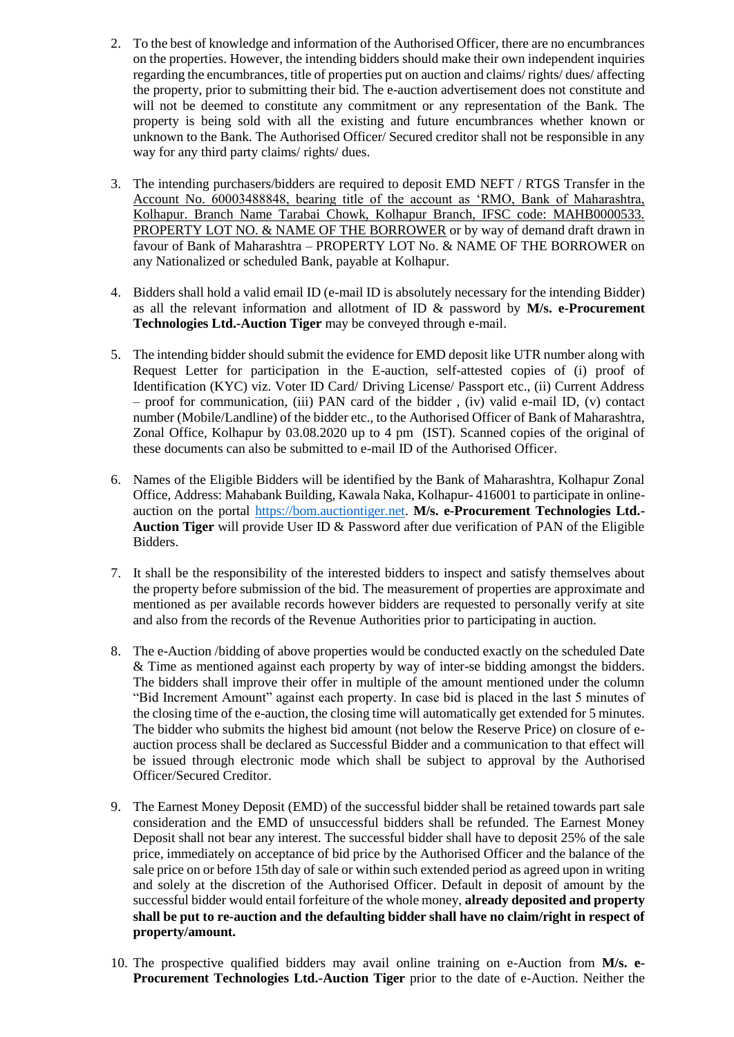2. To the best of knowledge and information of the Authorised Officer, there are no encumbrances on the properties. However, the intending bidders should make their own independent inquiries regarding the encumbrances, title of properties put on auction and claims/ rights/ dues/ affecting the property, prior to submitting their bid. The e-auction advertisement does not constitute and will not be deemed to constitute any commitment or any representation of the Bank. The property is being sold with all the existing and future encumbrances whether known or unknown to the Bank. The Authorised Officer/ Secured creditor shall not be responsible in any way for any third party claims/ rights/ dues.

3. The intending purchasers/bidders are required to deposit EMD NEFT / RTGS Transfer in the Account No. 60003488848, bearing title of the account as 'RMO, Bank of Maharashtra, Kolhapur. Branch Name Tarabai Chowk, Kolhapur Branch, IFSC code: MAHB0000533. PROPERTY LOT NO. & NAME OF THE BORROWER or by way of demand draft drawn in favour of Bank of Maharashtra – PROPERTY LOT No. & NAME OF THE BORROWER on any Nationalized or scheduled Bank, payable at Kolhapur.

4. Bidders shall hold a valid email ID (e-mail ID is absolutely necessary for the intending Bidder) as all the relevant information and allotment of ID & password by **M/s. e-Procurement Technologies Ltd.-Auction Tiger** may be conveyed through e-mail.

5. The intending bidder should submit the evidence for EMD deposit like UTR number along with Request Letter for participation in the E-auction, self-attested copies of (i) proof of Identification (KYC) viz. Voter ID Card/ Driving License/ Passport etc., (ii) Current Address – proof for communication, (iii) PAN card of the bidder , (iv) valid e-mail ID, (v) contact number (Mobile/Landline) of the bidder etc., to the Authorised Officer of Bank of Maharashtra, Zonal Office, Kolhapur by 03.08.2020 up to 4 pm (IST). Scanned copies of the original of these documents can also be submitted to e-mail ID of the Authorised Officer.

6. Names of the Eligible Bidders will be identified by the Bank of Maharashtra, Kolhapur Zonal Office, Address: Mahabank Building, Kawala Naka, Kolhapur- 416001 to participate in online-auction on the portal https://bom.auctiontiger.net. **M/s. e-Procurement Technologies Ltd.-Auction Tiger** will provide User ID & Password after due verification of PAN of the Eligible Bidders.

7. It shall be the responsibility of the interested bidders to inspect and satisfy themselves about the property before submission of the bid. The measurement of properties are approximate and mentioned as per available records however bidders are requested to personally verify at site and also from the records of the Revenue Authorities prior to participating in auction.

8. The e-Auction /bidding of above properties would be conducted exactly on the scheduled Date & Time as mentioned against each property by way of inter-se bidding amongst the bidders. The bidders shall improve their offer in multiple of the amount mentioned under the column "Bid Increment Amount" against each property. In case bid is placed in the last 5 minutes of the closing time of the e-auction, the closing time will automatically get extended for 5 minutes. The bidder who submits the highest bid amount (not below the Reserve Price) on closure of e-auction process shall be declared as Successful Bidder and a communication to that effect will be issued through electronic mode which shall be subject to approval by the Authorised Officer/Secured Creditor.

9. The Earnest Money Deposit (EMD) of the successful bidder shall be retained towards part sale consideration and the EMD of unsuccessful bidders shall be refunded. The Earnest Money Deposit shall not bear any interest. The successful bidder shall have to deposit 25% of the sale price, immediately on acceptance of bid price by the Authorised Officer and the balance of the sale price on or before 15th day of sale or within such extended period as agreed upon in writing and solely at the discretion of the Authorised Officer. Default in deposit of amount by the successful bidder would entail forfeiture of the whole money, **already deposited and property shall be put to re-auction and the defaulting bidder shall have no claim/right in respect of property/amount.**

10. The prospective qualified bidders may avail online training on e-Auction from **M/s. e-Procurement Technologies Ltd.-Auction Tiger** prior to the date of e-Auction. Neither the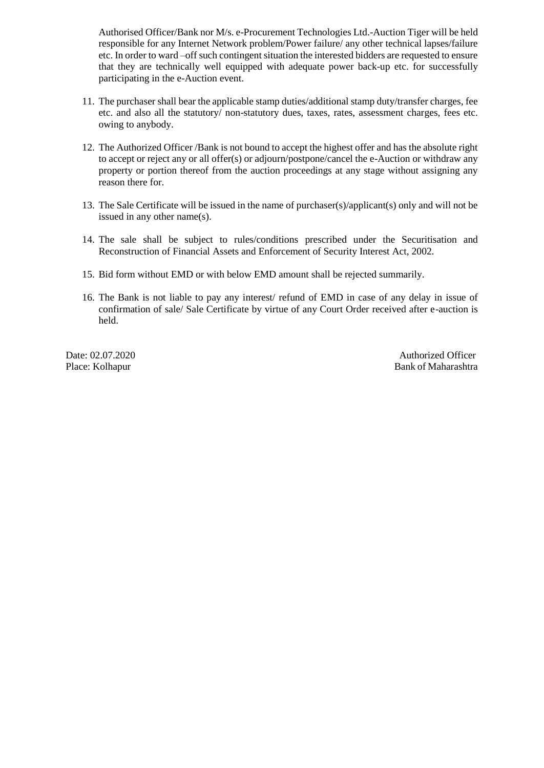Authorised Officer/Bank nor M/s. e-Procurement Technologies Ltd.-Auction Tiger will be held responsible for any Internet Network problem/Power failure/ any other technical lapses/failure etc. In order to ward –off such contingent situation the interested bidders are requested to ensure that they are technically well equipped with adequate power back-up etc. for successfully participating in the e-Auction event.

11. The purchaser shall bear the applicable stamp duties/additional stamp duty/transfer charges, fee etc. and also all the statutory/ non-statutory dues, taxes, rates, assessment charges, fees etc. owing to anybody.

12. The Authorized Officer /Bank is not bound to accept the highest offer and has the absolute right to accept or reject any or all offer(s) or adjourn/postpone/cancel the e-Auction or withdraw any property or portion thereof from the auction proceedings at any stage without assigning any reason there for.

13. The Sale Certificate will be issued in the name of purchaser(s)/applicant(s) only and will not be issued in any other name(s).

14. The sale shall be subject to rules/conditions prescribed under the Securitisation and Reconstruction of Financial Assets and Enforcement of Security Interest Act, 2002.

15. Bid form without EMD or with below EMD amount shall be rejected summarily.

16. The Bank is not liable to pay any interest/ refund of EMD in case of any delay in issue of confirmation of sale/ Sale Certificate by virtue of any Court Order received after e-auction is held.

Date: 02.07.2020
Place: Kolhapur

Authorized Officer
Bank of Maharashtra